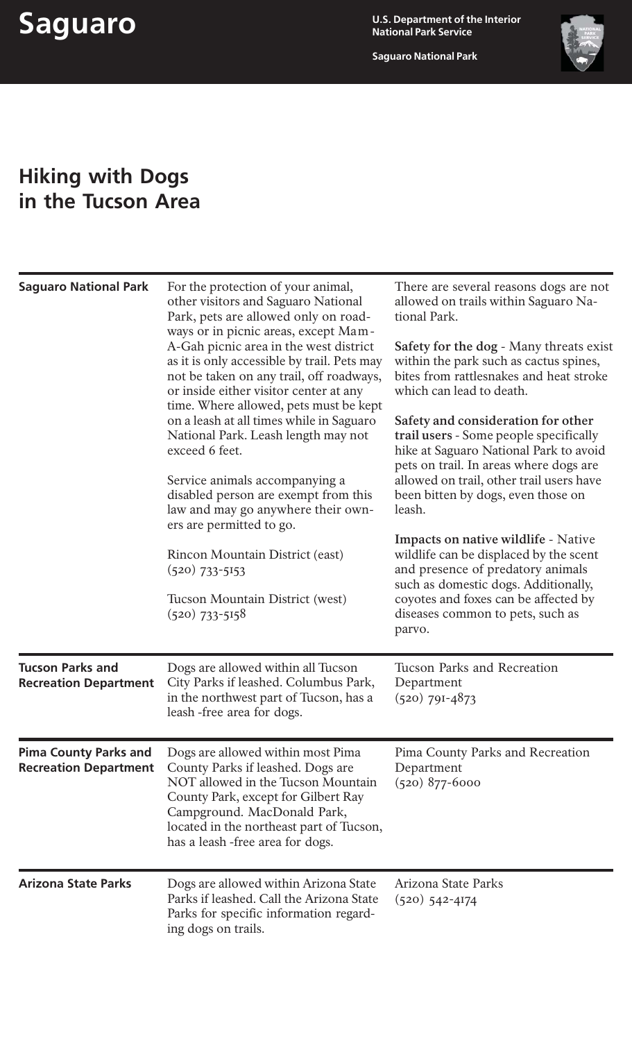# Saguaro

U.S. Department of the Interior
National Park Service

Saguaro National Park

## Hiking with Dogs in the Tucson Area

### Saguaro National Park

For the protection of your animal, other visitors and Saguaro National Park, pets are allowed only on roadways or in picnic areas, except Mam-A-Gah picnic area in the west district as it is only accessible by trail. Pets may not be taken on any trail, off roadways, or inside either visitor center at any time. Where allowed, pets must be kept on a leash at all times while in Saguaro National Park. Leash length may not exceed 6 feet.

Service animals accompanying a disabled person are exempt from this law and may go anywhere their owners are permitted to go.

Rincon Mountain District (east)
(520) 733-5153

Tucson Mountain District (west)
(520) 733-5158

There are several reasons dogs are not allowed on trails within Saguaro National Park.

**Safety for the dog** - Many threats exist within the park such as cactus spines, bites from rattlesnakes and heat stroke which can lead to death.

**Safety and consideration for other trail users** - Some people specifically hike at Saguaro National Park to avoid pets on trail. In areas where dogs are allowed on trail, other trail users have been bitten by dogs, even those on leash.

**Impacts on native wildlife** - Native wildlife can be displaced by the scent and presence of predatory animals such as domestic dogs. Additionally, coyotes and foxes can be affected by diseases common to pets, such as parvo.

### Tucson Parks and Recreation Department

Dogs are allowed within all Tucson City Parks if leashed. Columbus Park, in the northwest part of Tucson, has a leash-free area for dogs.

Tucson Parks and Recreation Department
(520) 791-4873

### Pima County Parks and Recreation Department

Dogs are allowed within most Pima County Parks if leashed. Dogs are NOT allowed in the Tucson Mountain County Park, except for Gilbert Ray Campground. MacDonald Park, located in the northeast part of Tucson, has a leash-free area for dogs.

Pima County Parks and Recreation Department
(520) 877-6000

### Arizona State Parks

Dogs are allowed within Arizona State Parks if leashed. Call the Arizona State Parks for specific information regarding dogs on trails.

Arizona State Parks
(520) 542-4174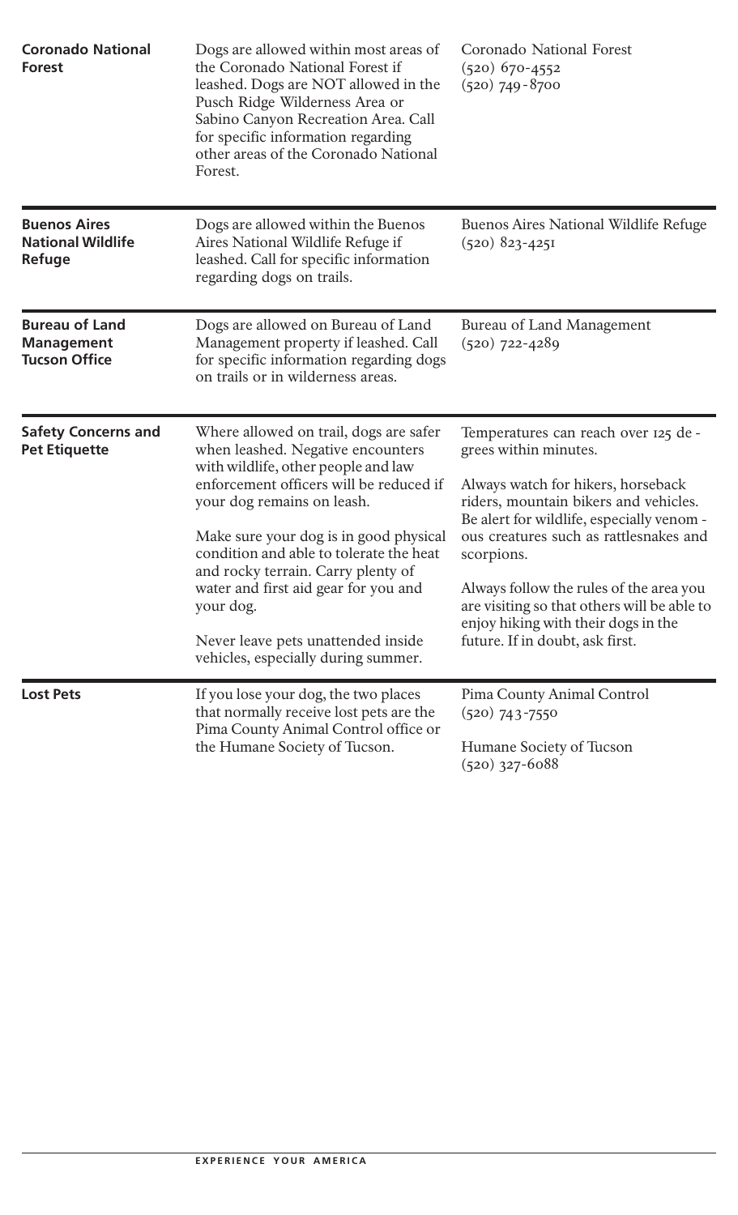| | | |
|---|---|---|
| **Coronado National Forest** | Dogs are allowed within most areas of the Coronado National Forest if leashed. Dogs are NOT allowed in the Pusch Ridge Wilderness Area or Sabino Canyon Recreation Area. Call for specific information regarding other areas of the Coronado National Forest. | Coronado National Forest<br>(520) 670-4552<br>(520) 749-8700 |
| **Buenos Aires National Wildlife Refuge** | Dogs are allowed within the Buenos Aires National Wildlife Refuge if leashed. Call for specific information regarding dogs on trails. | Buenos Aires National Wildlife Refuge<br>(520) 823-4251 |
| **Bureau of Land Management Tucson Office** | Dogs are allowed on Bureau of Land Management property if leashed. Call for specific information regarding dogs on trails or in wilderness areas. | Bureau of Land Management<br>(520) 722-4289 |
| **Safety Concerns and Pet Etiquette** | Where allowed on trail, dogs are safer when leashed. Negative encounters with wildlife, other people and law enforcement officers will be reduced if your dog remains on leash.<br><br>Make sure your dog is in good physical condition and able to tolerate the heat and rocky terrain. Carry plenty of water and first aid gear for you and your dog.<br><br>Never leave pets unattended inside vehicles, especially during summer. | Temperatures can reach over 125 degrees within minutes.<br><br>Always watch for hikers, horseback riders, mountain bikers and vehicles. Be alert for wildlife, especially venomous creatures such as rattlesnakes and scorpions.<br><br>Always follow the rules of the area you are visiting so that others will be able to enjoy hiking with their dogs in the future. If in doubt, ask first. |
| **Lost Pets** | If you lose your dog, the two places that normally receive lost pets are the Pima County Animal Control office or the Humane Society of Tucson. | Pima County Animal Control<br>(520) 743-7550<br><br>Humane Society of Tucson<br>(520) 327-6088 |